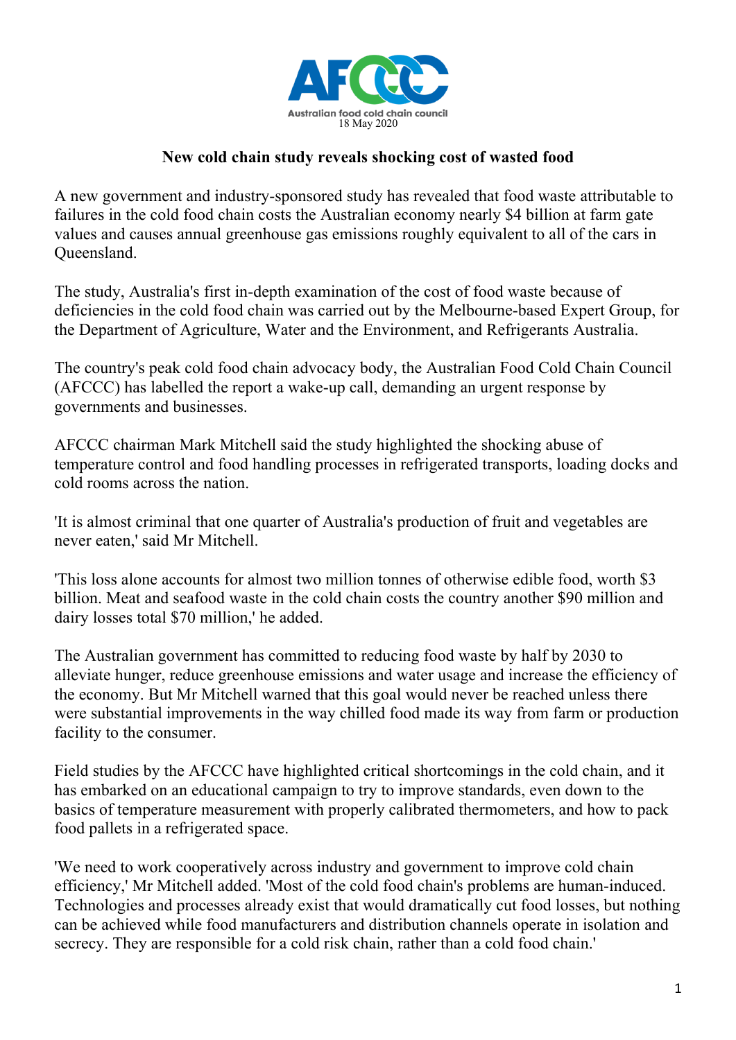Australian food cold chain council

18 May 2020

**New cold chain study reveals shocking cost of wasted food**

A new government and industry-sponsored study has revealed that food waste attributable to failures in the cold food chain costs the Australian economy nearly $4 billion at farm gate values and causes annual greenhouse gas emissions roughly equivalent to all of the cars in Queensland.

The study, Australia's first in-depth examination of the cost of food waste because of deficiencies in the cold food chain was carried out by the Melbourne-based Expert Group, for the Department of Agriculture, Water and the Environment, and Refrigerants Australia.

The country's peak cold food chain advocacy body, the Australian Food Cold Chain Council (AFCCC) has labelled the report a wake-up call, demanding an urgent response by governments and businesses.

AFCCC chairman Mark Mitchell said the study highlighted the shocking abuse of temperature control and food handling processes in refrigerated transports, loading docks and cold rooms across the nation.

'It is almost criminal that one quarter of Australia's production of fruit and vegetables are never eaten,' said Mr Mitchell.

'This loss alone accounts for almost two million tonnes of otherwise edible food, worth $3 billion. Meat and seafood waste in the cold chain costs the country another $90 million and dairy losses total $70 million,' he added.

The Australian government has committed to reducing food waste by half by 2030 to alleviate hunger, reduce greenhouse emissions and water usage and increase the efficiency of the economy. But Mr Mitchell warned that this goal would never be reached unless there were substantial improvements in the way chilled food made its way from farm or production facility to the consumer.

Field studies by the AFCCC have highlighted critical shortcomings in the cold chain, and it has embarked on an educational campaign to try to improve standards, even down to the basics of temperature measurement with properly calibrated thermometers, and how to pack food pallets in a refrigerated space.

'We need to work cooperatively across industry and government to improve cold chain efficiency,' Mr Mitchell added. 'Most of the cold food chain's problems are human-induced. Technologies and processes already exist that would dramatically cut food losses, but nothing can be achieved while food manufacturers and distribution channels operate in isolation and secrecy. They are responsible for a cold risk chain, rather than a cold food chain.'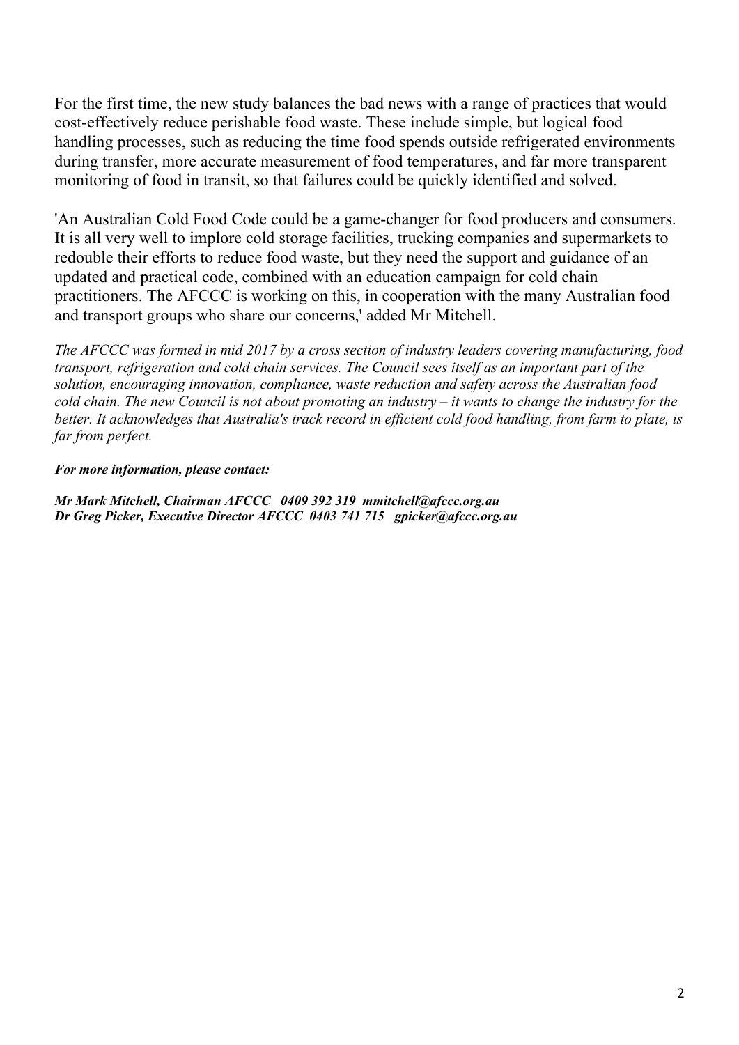For the first time, the new study balances the bad news with a range of practices that would cost-effectively reduce perishable food waste. These include simple, but logical food handling processes, such as reducing the time food spends outside refrigerated environments during transfer, more accurate measurement of food temperatures, and far more transparent monitoring of food in transit, so that failures could be quickly identified and solved.

'An Australian Cold Food Code could be a game-changer for food producers and consumers. It is all very well to implore cold storage facilities, trucking companies and supermarkets to redouble their efforts to reduce food waste, but they need the support and guidance of an updated and practical code, combined with an education campaign for cold chain practitioners. The AFCCC is working on this, in cooperation with the many Australian food and transport groups who share our concerns,' added Mr Mitchell.

*The AFCCC was formed in mid 2017 by a cross section of industry leaders covering manufacturing, food transport, refrigeration and cold chain services. The Council sees itself as an important part of the solution, encouraging innovation, compliance, waste reduction and safety across the Australian food cold chain. The new Council is not about promoting an industry – it wants to change the industry for the better. It acknowledges that Australia's track record in efficient cold food handling, from farm to plate, is far from perfect.*

***For more information, please contact:***

***Mr Mark Mitchell, Chairman AFCCC   0409 392 319  mmitchell@afccc.org.au***
***Dr Greg Picker, Executive Director AFCCC  0403 741 715   gpicker@afccc.org.au***